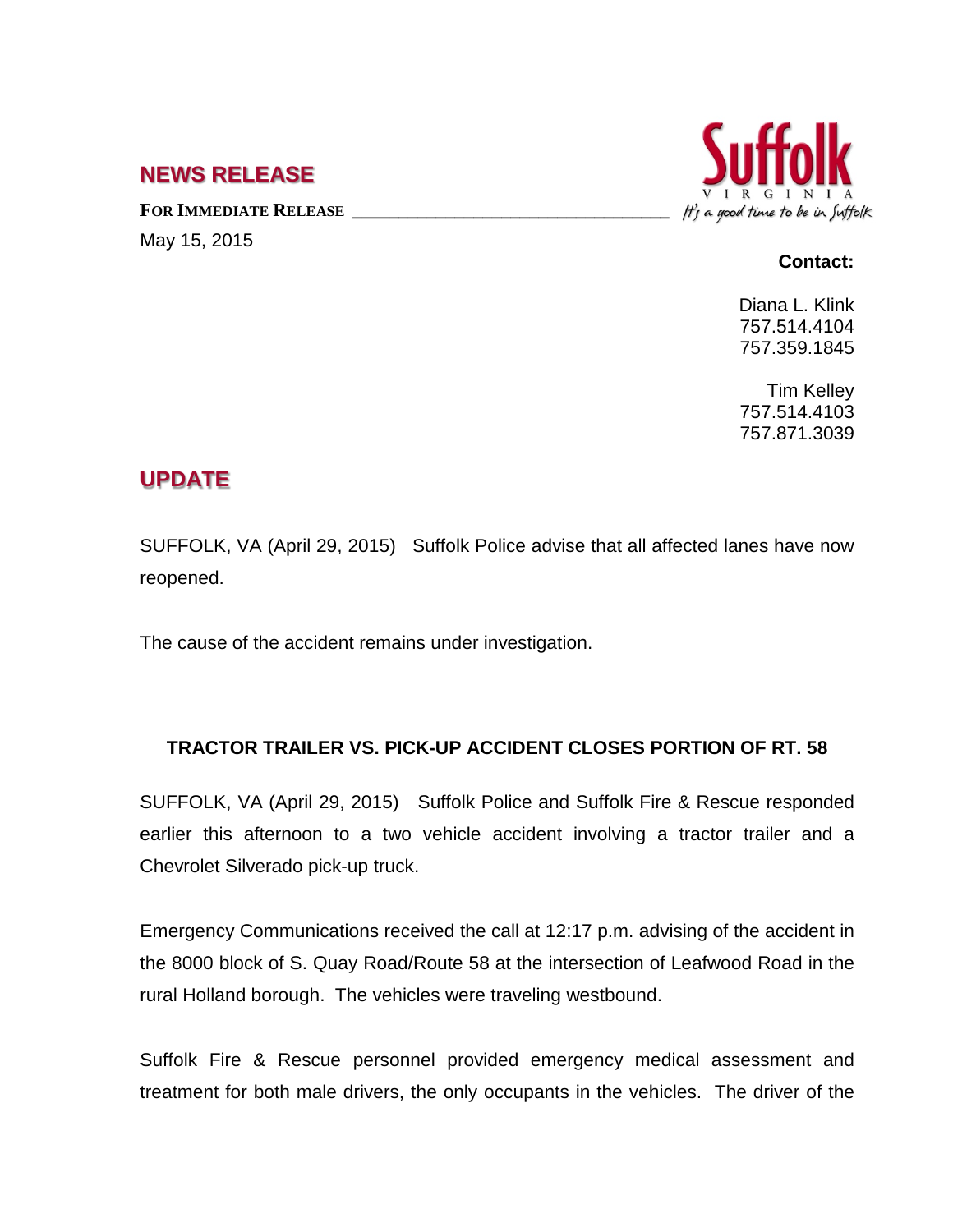## NEWS RELEASE

**FOR IMMEDIATE RELEASE**

May 15, 2015

**Contact:**

Diana L. Klink
757.514.4104
757.359.1845

Tim Kelley
757.514.4103
757.871.3039

## UPDATE

SUFFOLK, VA (April 29, 2015) Suffolk Police advise that all affected lanes have now reopened.

The cause of the accident remains under investigation.

### TRACTOR TRAILER VS. PICK-UP ACCIDENT CLOSES PORTION OF RT. 58

SUFFOLK, VA (April 29, 2015) Suffolk Police and Suffolk Fire & Rescue responded earlier this afternoon to a two vehicle accident involving a tractor trailer and a Chevrolet Silverado pick-up truck.

Emergency Communications received the call at 12:17 p.m. advising of the accident in the 8000 block of S. Quay Road/Route 58 at the intersection of Leafwood Road in the rural Holland borough. The vehicles were traveling westbound.

Suffolk Fire & Rescue personnel provided emergency medical assessment and treatment for both male drivers, the only occupants in the vehicles. The driver of the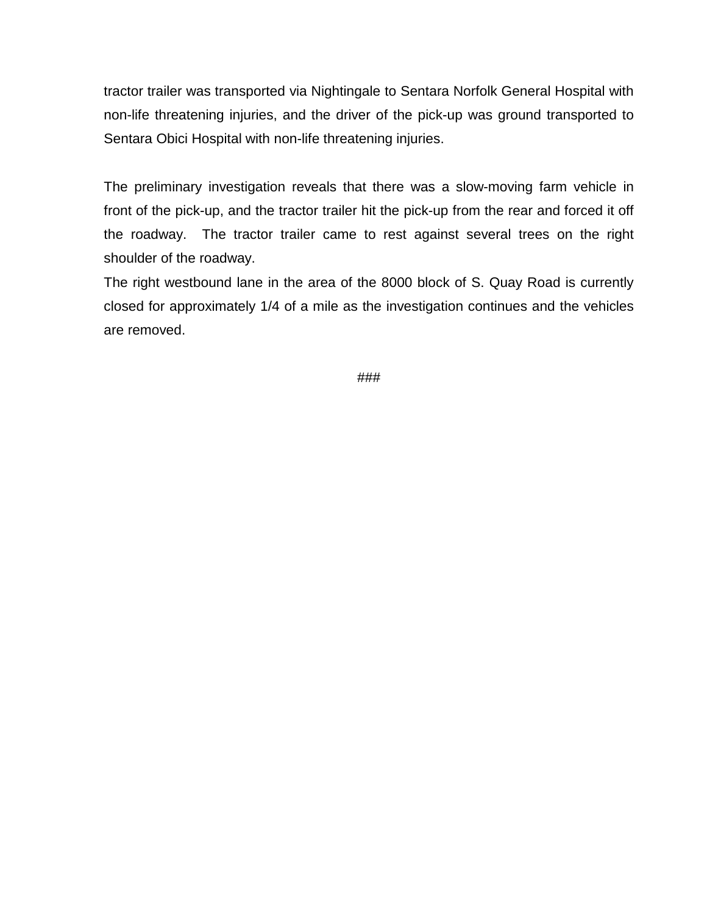tractor trailer was transported via Nightingale to Sentara Norfolk General Hospital with non-life threatening injuries, and the driver of the pick-up was ground transported to Sentara Obici Hospital with non-life threatening injuries.

The preliminary investigation reveals that there was a slow-moving farm vehicle in front of the pick-up, and the tractor trailer hit the pick-up from the rear and forced it off the roadway. The tractor trailer came to rest against several trees on the right shoulder of the roadway.

The right westbound lane in the area of the 8000 block of S. Quay Road is currently closed for approximately 1/4 of a mile as the investigation continues and the vehicles are removed.

###